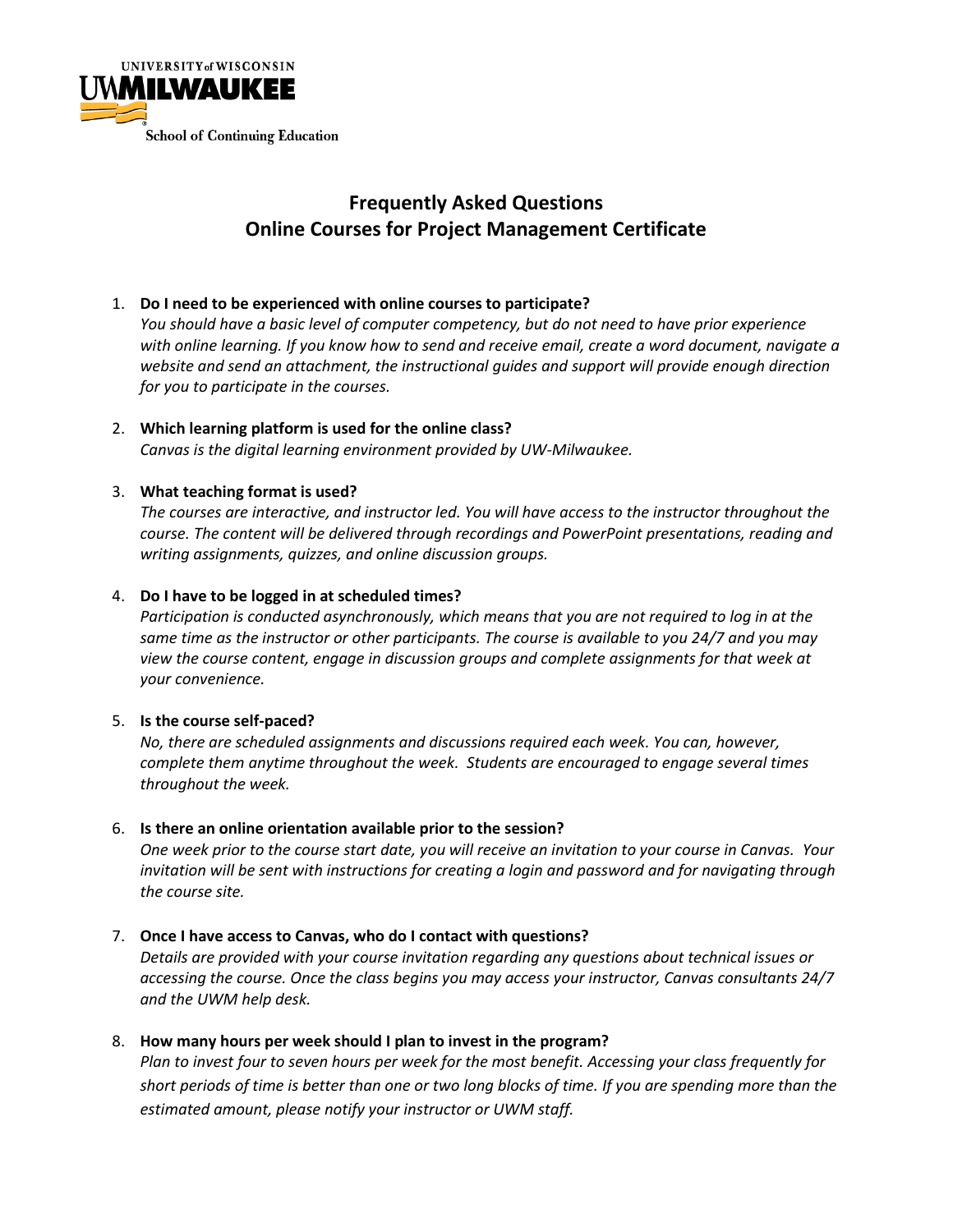UNIVERSITY of WISCONSIN
UWMILWAUKEE
School of Continuing Education

# Frequently Asked Questions
# Online Courses for Project Management Certificate

1. **Do I need to be experienced with online courses to participate?**
   *You should have a basic level of computer competency, but do not need to have prior experience with online learning. If you know how to send and receive email, create a word document, navigate a website and send an attachment, the instructional guides and support will provide enough direction for you to participate in the courses.*

2. **Which learning platform is used for the online class?**
   *Canvas is the digital learning environment provided by UW-Milwaukee.*

3. **What teaching format is used?**
   *The courses are interactive, and instructor led. You will have access to the instructor throughout the course. The content will be delivered through recordings and PowerPoint presentations, reading and writing assignments, quizzes, and online discussion groups.*

4. **Do I have to be logged in at scheduled times?**
   *Participation is conducted asynchronously, which means that you are not required to log in at the same time as the instructor or other participants. The course is available to you 24/7 and you may view the course content, engage in discussion groups and complete assignments for that week at your convenience.*

5. **Is the course self-paced?**
   *No, there are scheduled assignments and discussions required each week. You can, however, complete them anytime throughout the week. Students are encouraged to engage several times throughout the week.*

6. **Is there an online orientation available prior to the session?**
   *One week prior to the course start date, you will receive an invitation to your course in Canvas. Your invitation will be sent with instructions for creating a login and password and for navigating through the course site.*

7. **Once I have access to Canvas, who do I contact with questions?**
   *Details are provided with your course invitation regarding any questions about technical issues or accessing the course. Once the class begins you may access your instructor, Canvas consultants 24/7 and the UWM help desk.*

8. **How many hours per week should I plan to invest in the program?**
   *Plan to invest four to seven hours per week for the most benefit. Accessing your class frequently for short periods of time is better than one or two long blocks of time. If you are spending more than the estimated amount, please notify your instructor or UWM staff.*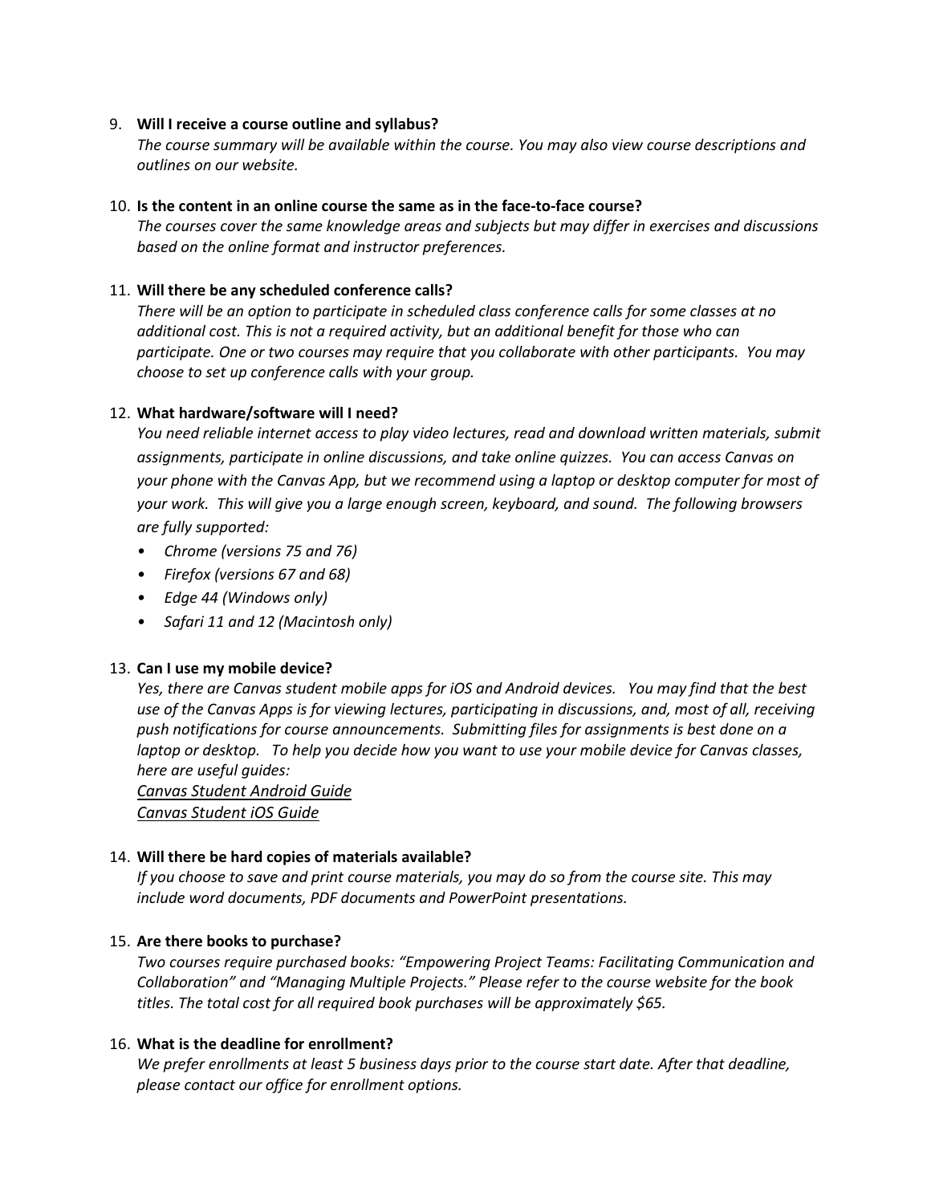9. **Will I receive a course outline and syllabus?**
   *The course summary will be available within the course. You may also view course descriptions and outlines on our website.*

10. **Is the content in an online course the same as in the face-to-face course?**
    *The courses cover the same knowledge areas and subjects but may differ in exercises and discussions based on the online format and instructor preferences.*

11. **Will there be any scheduled conference calls?**
    *There will be an option to participate in scheduled class conference calls for some classes at no additional cost. This is not a required activity, but an additional benefit for those who can participate. One or two courses may require that you collaborate with other participants. You may choose to set up conference calls with your group.*

12. **What hardware/software will I need?**
    *You need reliable internet access to play video lectures, read and download written materials, submit assignments, participate in online discussions, and take online quizzes. You can access Canvas on your phone with the Canvas App, but we recommend using a laptop or desktop computer for most of your work. This will give you a large enough screen, keyboard, and sound. The following browsers are fully supported:*
    - *Chrome (versions 75 and 76)*
    - *Firefox (versions 67 and 68)*
    - *Edge 44 (Windows only)*
    - *Safari 11 and 12 (Macintosh only)*

13. **Can I use my mobile device?**
    *Yes, there are Canvas student mobile apps for iOS and Android devices. You may find that the best use of the Canvas Apps is for viewing lectures, participating in discussions, and, most of all, receiving push notifications for course announcements. Submitting files for assignments is best done on a laptop or desktop. To help you decide how you want to use your mobile device for Canvas classes, here are useful guides:*
    *Canvas Student Android Guide*
    *Canvas Student iOS Guide*

14. **Will there be hard copies of materials available?**
    *If you choose to save and print course materials, you may do so from the course site. This may include word documents, PDF documents and PowerPoint presentations.*

15. **Are there books to purchase?**
    *Two courses require purchased books: "Empowering Project Teams: Facilitating Communication and Collaboration" and "Managing Multiple Projects." Please refer to the course website for the book titles. The total cost for all required book purchases will be approximately $65.*

16. **What is the deadline for enrollment?**
    *We prefer enrollments at least 5 business days prior to the course start date. After that deadline, please contact our office for enrollment options.*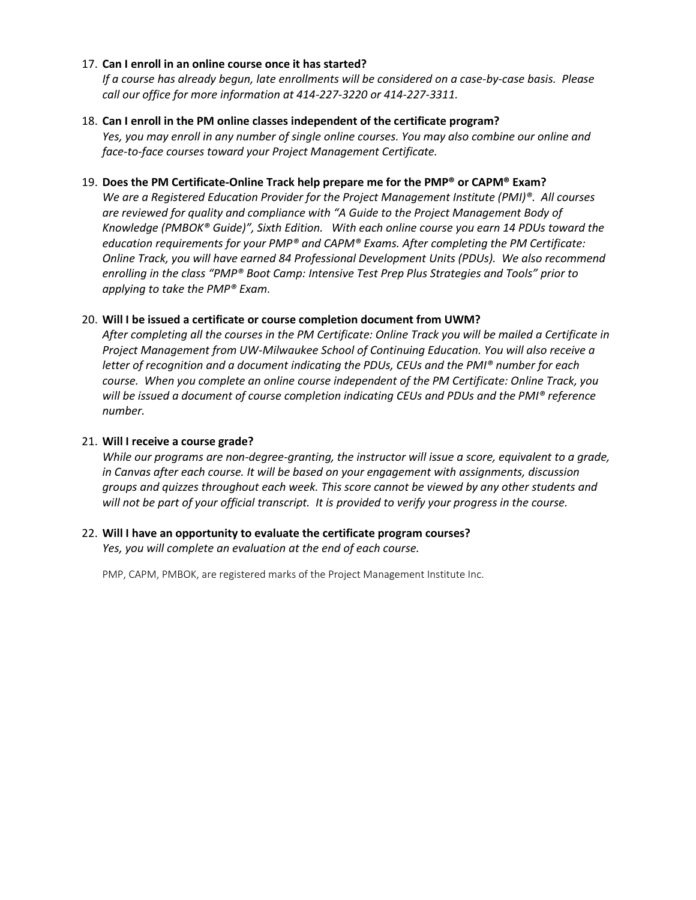17. **Can I enroll in an online course once it has started?**
    *If a course has already begun, late enrollments will be considered on a case-by-case basis. Please call our office for more information at 414-227-3220 or 414-227-3311.*

18. **Can I enroll in the PM online classes independent of the certificate program?**
    *Yes, you may enroll in any number of single online courses. You may also combine our online and face-to-face courses toward your Project Management Certificate.*

19. **Does the PM Certificate-Online Track help prepare me for the PMP® or CAPM® Exam?**
    *We are a Registered Education Provider for the Project Management Institute (PMI)®. All courses are reviewed for quality and compliance with "A Guide to the Project Management Body of Knowledge (PMBOK® Guide)", Sixth Edition. With each online course you earn 14 PDUs toward the education requirements for your PMP® and CAPM® Exams. After completing the PM Certificate: Online Track, you will have earned 84 Professional Development Units (PDUs). We also recommend enrolling in the class "PMP® Boot Camp: Intensive Test Prep Plus Strategies and Tools" prior to applying to take the PMP® Exam.*

20. **Will I be issued a certificate or course completion document from UWM?**
    *After completing all the courses in the PM Certificate: Online Track you will be mailed a Certificate in Project Management from UW-Milwaukee School of Continuing Education. You will also receive a letter of recognition and a document indicating the PDUs, CEUs and the PMI® number for each course. When you complete an online course independent of the PM Certificate: Online Track, you will be issued a document of course completion indicating CEUs and PDUs and the PMI® reference number.*

21. **Will I receive a course grade?**
    *While our programs are non-degree-granting, the instructor will issue a score, equivalent to a grade, in Canvas after each course. It will be based on your engagement with assignments, discussion groups and quizzes throughout each week. This score cannot be viewed by any other students and will not be part of your official transcript. It is provided to verify your progress in the course.*

22. **Will I have an opportunity to evaluate the certificate program courses?**
    *Yes, you will complete an evaluation at the end of each course.*

PMP, CAPM, PMBOK, are registered marks of the Project Management Institute Inc.